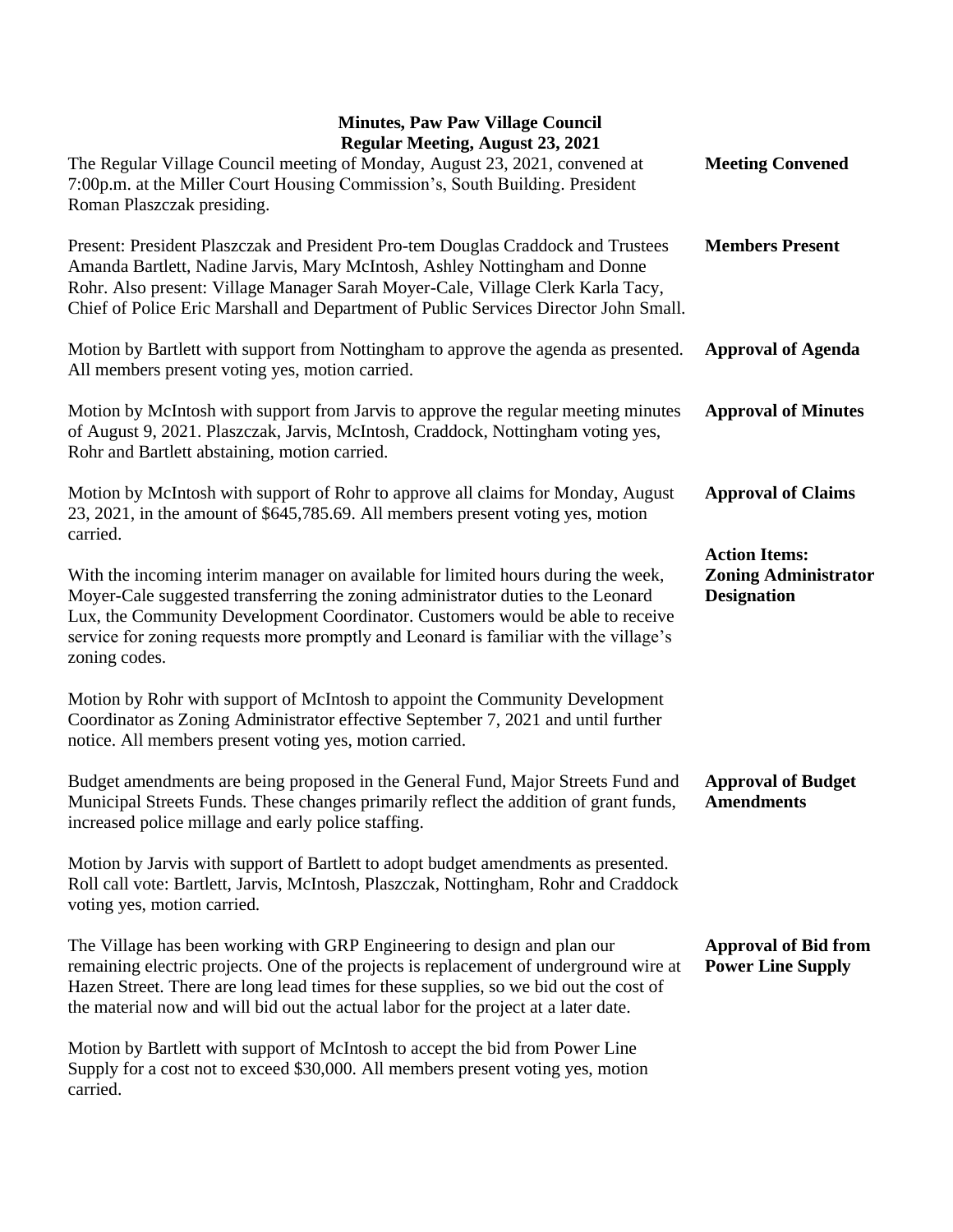# Minutes, Paw Paw Village Council
## Regular Meeting, August 23, 2021

**Meeting Convened**

The Regular Village Council meeting of Monday, August 23, 2021, convened at 7:00p.m. at the Miller Court Housing Commission's, South Building. President Roman Plaszczak presiding.

**Members Present**

Present: President Plaszczak and President Pro-tem Douglas Craddock and Trustees Amanda Bartlett, Nadine Jarvis, Mary McIntosh, Ashley Nottingham and Donne Rohr. Also present: Village Manager Sarah Moyer-Cale, Village Clerk Karla Tacy, Chief of Police Eric Marshall and Department of Public Services Director John Small.

**Approval of Agenda**

Motion by Bartlett with support from Nottingham to approve the agenda as presented. All members present voting yes, motion carried.

**Approval of Minutes**

Motion by McIntosh with support from Jarvis to approve the regular meeting minutes of August 9, 2021. Plaszczak, Jarvis, McIntosh, Craddock, Nottingham voting yes, Rohr and Bartlett abstaining, motion carried.

**Approval of Claims**

Motion by McIntosh with support of Rohr to approve all claims for Monday, August 23, 2021, in the amount of $645,785.69. All members present voting yes, motion carried.

**Action Items:**
**Zoning Administrator Designation**

With the incoming interim manager on available for limited hours during the week, Moyer-Cale suggested transferring the zoning administrator duties to the Leonard Lux, the Community Development Coordinator. Customers would be able to receive service for zoning requests more promptly and Leonard is familiar with the village's zoning codes.

Motion by Rohr with support of McIntosh to appoint the Community Development Coordinator as Zoning Administrator effective September 7, 2021 and until further notice. All members present voting yes, motion carried.

**Approval of Budget Amendments**

Budget amendments are being proposed in the General Fund, Major Streets Fund and Municipal Streets Funds. These changes primarily reflect the addition of grant funds, increased police millage and early police staffing.

Motion by Jarvis with support of Bartlett to adopt budget amendments as presented. Roll call vote: Bartlett, Jarvis, McIntosh, Plaszczak, Nottingham, Rohr and Craddock voting yes, motion carried.

**Approval of Bid from Power Line Supply**

The Village has been working with GRP Engineering to design and plan our remaining electric projects. One of the projects is replacement of underground wire at Hazen Street. There are long lead times for these supplies, so we bid out the cost of the material now and will bid out the actual labor for the project at a later date.

Motion by Bartlett with support of McIntosh to accept the bid from Power Line Supply for a cost not to exceed $30,000. All members present voting yes, motion carried.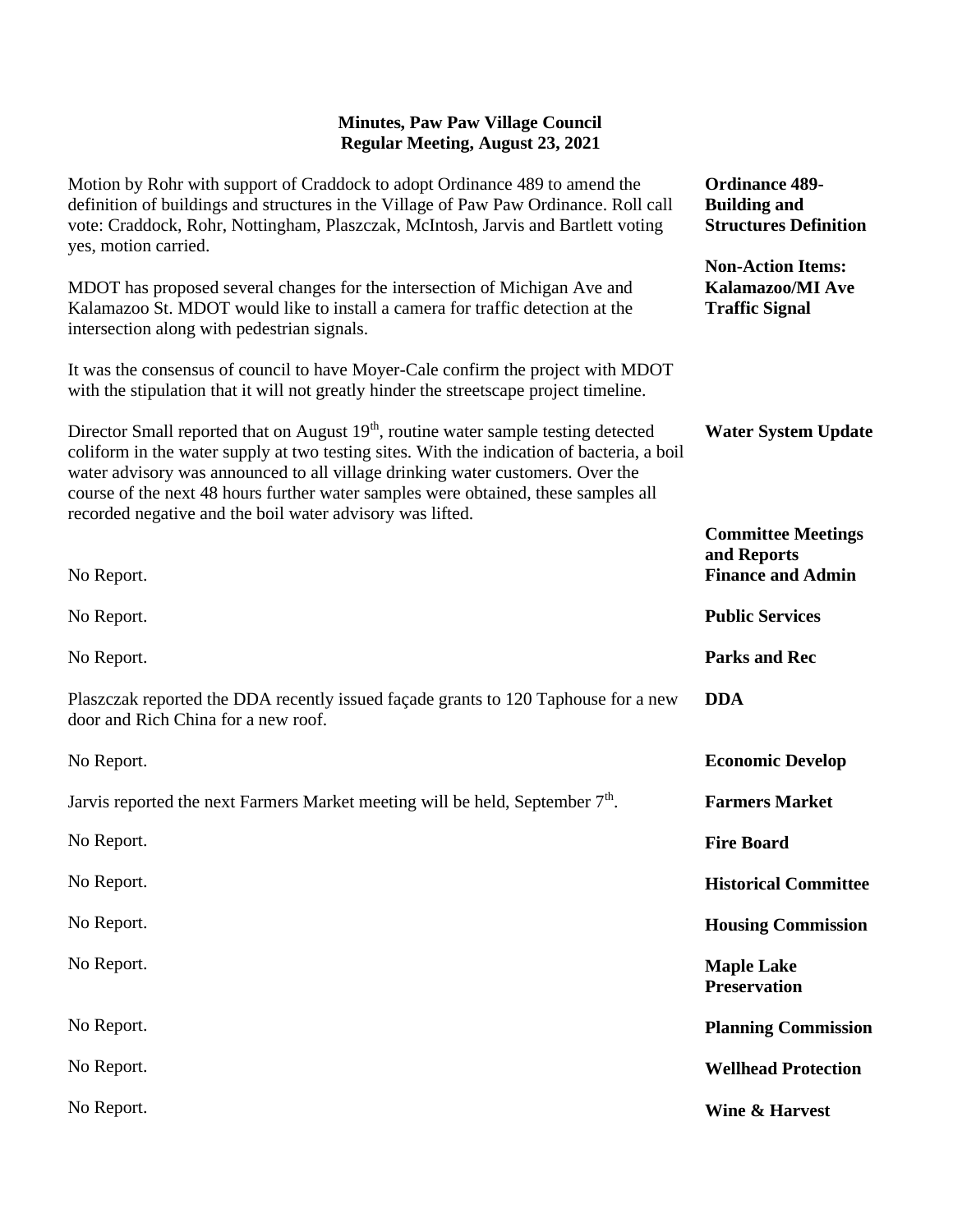**Minutes, Paw Paw Village Council**
**Regular Meeting, August 23, 2021**

**Ordinance 489- Building and Structures Definition**

Motion by Rohr with support of Craddock to adopt Ordinance 489 to amend the definition of buildings and structures in the Village of Paw Paw Ordinance. Roll call vote: Craddock, Rohr, Nottingham, Plaszczak, McIntosh, Jarvis and Bartlett voting yes, motion carried.

**Non-Action Items: Kalamazoo/MI Ave Traffic Signal**

MDOT has proposed several changes for the intersection of Michigan Ave and Kalamazoo St. MDOT would like to install a camera for traffic detection at the intersection along with pedestrian signals.

It was the consensus of council to have Moyer-Cale confirm the project with MDOT with the stipulation that it will not greatly hinder the streetscape project timeline.

**Water System Update**

Director Small reported that on August 19th, routine water sample testing detected coliform in the water supply at two testing sites. With the indication of bacteria, a boil water advisory was announced to all village drinking water customers. Over the course of the next 48 hours further water samples were obtained, these samples all recorded negative and the boil water advisory was lifted.

**Committee Meetings and Reports**

**Finance and Admin**

No Report.

**Public Services**

No Report.

**Parks and Rec**

No Report.

**DDA**

Plaszczak reported the DDA recently issued façade grants to 120 Taphouse for a new door and Rich China for a new roof.

**Economic Develop**

No Report.

**Farmers Market**

Jarvis reported the next Farmers Market meeting will be held, September 7th.

**Fire Board**

No Report.

**Historical Committee**

No Report.

**Housing Commission**

No Report.

**Maple Lake Preservation**

No Report.

**Planning Commission**

No Report.

**Wellhead Protection**

No Report.

**Wine & Harvest**

No Report.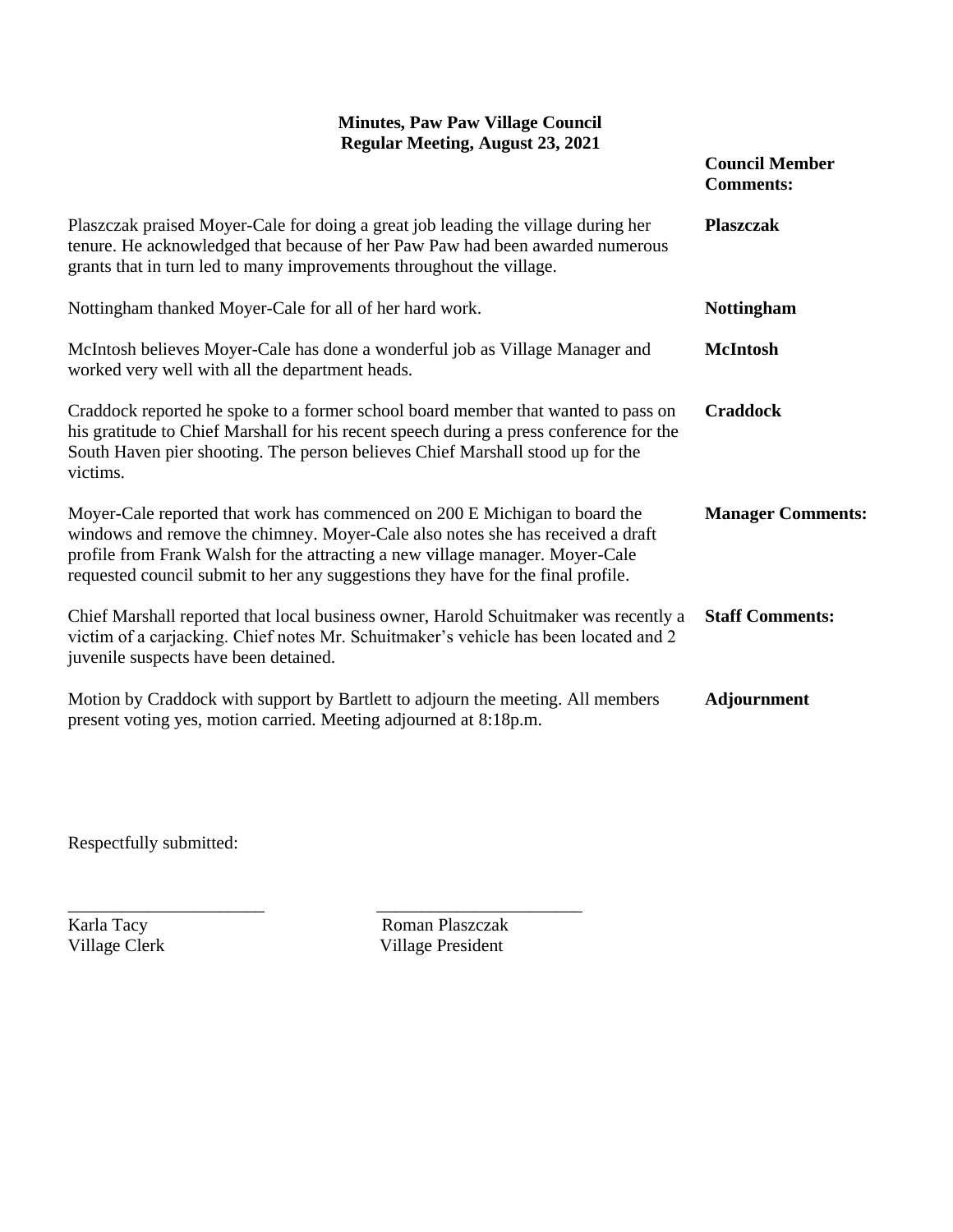**Minutes, Paw Paw Village Council**
**Regular Meeting, August 23, 2021**

**Council Member Comments:**

**Plaszczak**

Plaszczak praised Moyer-Cale for doing a great job leading the village during her tenure. He acknowledged that because of her Paw Paw had been awarded numerous grants that in turn led to many improvements throughout the village.

**Nottingham**

Nottingham thanked Moyer-Cale for all of her hard work.

**McIntosh**

McIntosh believes Moyer-Cale has done a wonderful job as Village Manager and worked very well with all the department heads.

**Craddock**

Craddock reported he spoke to a former school board member that wanted to pass on his gratitude to Chief Marshall for his recent speech during a press conference for the South Haven pier shooting. The person believes Chief Marshall stood up for the victims.

**Manager Comments:**

Moyer-Cale reported that work has commenced on 200 E Michigan to board the windows and remove the chimney. Moyer-Cale also notes she has received a draft profile from Frank Walsh for the attracting a new village manager. Moyer-Cale requested council submit to her any suggestions they have for the final profile.

**Staff Comments:**

Chief Marshall reported that local business owner, Harold Schuitmaker was recently a victim of a carjacking. Chief notes Mr. Schuitmaker's vehicle has been located and 2 juvenile suspects have been detained.

**Adjournment**

Motion by Craddock with support by Bartlett to adjourn the meeting. All members present voting yes, motion carried. Meeting adjourned at 8:18p.m.

Respectfully submitted:

______________________ ______________________

Karla Tacy — Village Clerk

Roman Plaszczak — Village President